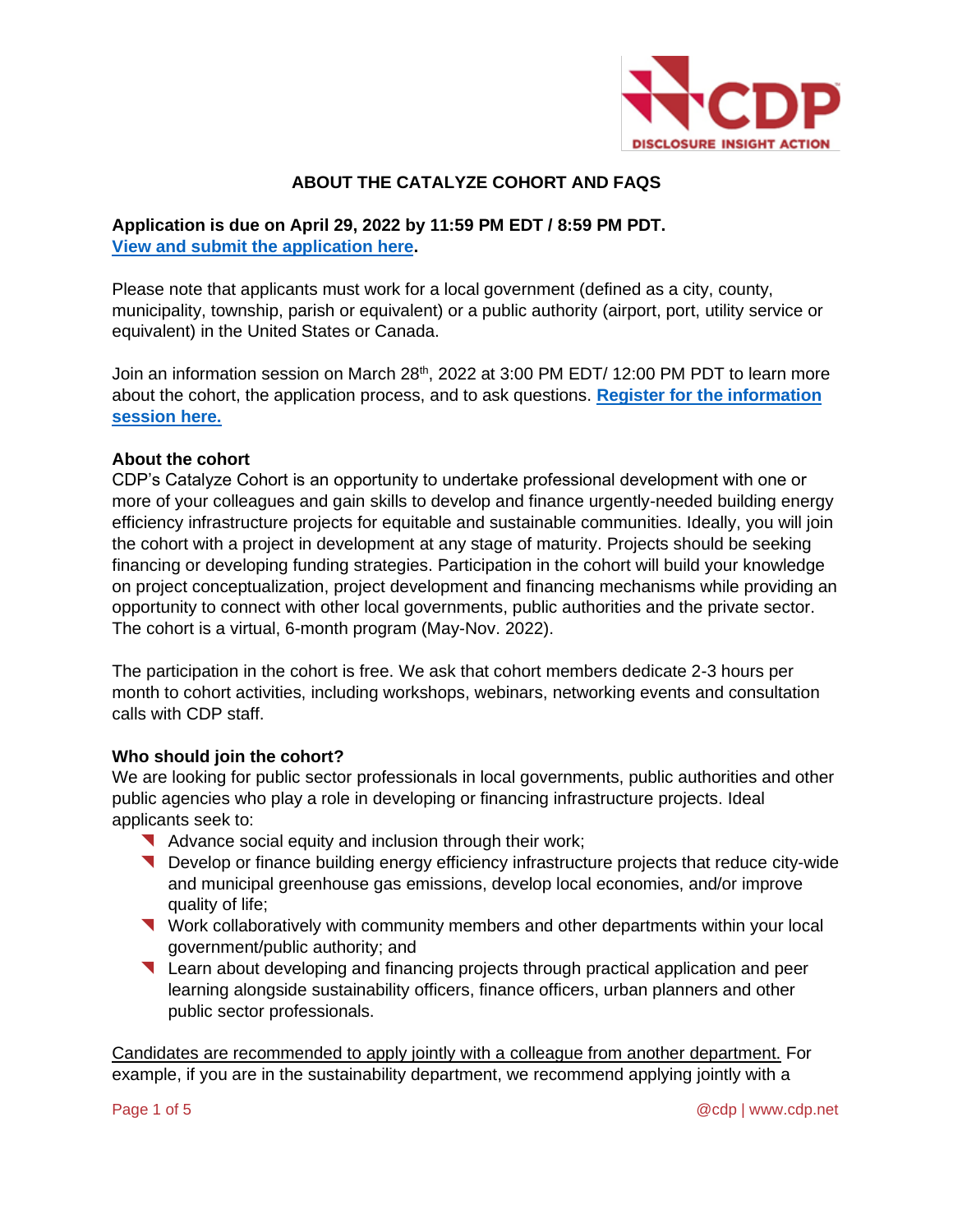# ABOUT THE CATALYZE COHORT AND FAQS

**Application is due on April 29, 2022 by 11:59 PM EDT / 8:59 PM PDT.**
**[View and submit the application here](#).**

Please note that applicants must work for a local government (defined as a city, county, municipality, township, parish or equivalent) or a public authority (airport, port, utility service or equivalent) in the United States or Canada.

Join an information session on March 28th, 2022 at 3:00 PM EDT/ 12:00 PM PDT to learn more about the cohort, the application process, and to ask questions. **[Register for the information session here.](#)**

**About the cohort**

CDP's Catalyze Cohort is an opportunity to undertake professional development with one or more of your colleagues and gain skills to develop and finance urgently-needed building energy efficiency infrastructure projects for equitable and sustainable communities. Ideally, you will join the cohort with a project in development at any stage of maturity. Projects should be seeking financing or developing funding strategies. Participation in the cohort will build your knowledge on project conceptualization, project development and financing mechanisms while providing an opportunity to connect with other local governments, public authorities and the private sector. The cohort is a virtual, 6-month program (May-Nov. 2022).

The participation in the cohort is free. We ask that cohort members dedicate 2-3 hours per month to cohort activities, including workshops, webinars, networking events and consultation calls with CDP staff.

**Who should join the cohort?**

We are looking for public sector professionals in local governments, public authorities and other public agencies who play a role in developing or financing infrastructure projects. Ideal applicants seek to:

- Advance social equity and inclusion through their work;
- Develop or finance building energy efficiency infrastructure projects that reduce city-wide and municipal greenhouse gas emissions, develop local economies, and/or improve quality of life;
- Work collaboratively with community members and other departments within your local government/public authority; and
- Learn about developing and financing projects through practical application and peer learning alongside sustainability officers, finance officers, urban planners and other public sector professionals.

<u>Candidates are recommended to apply jointly with a colleague from another department.</u> For example, if you are in the sustainability department, we recommend applying jointly with a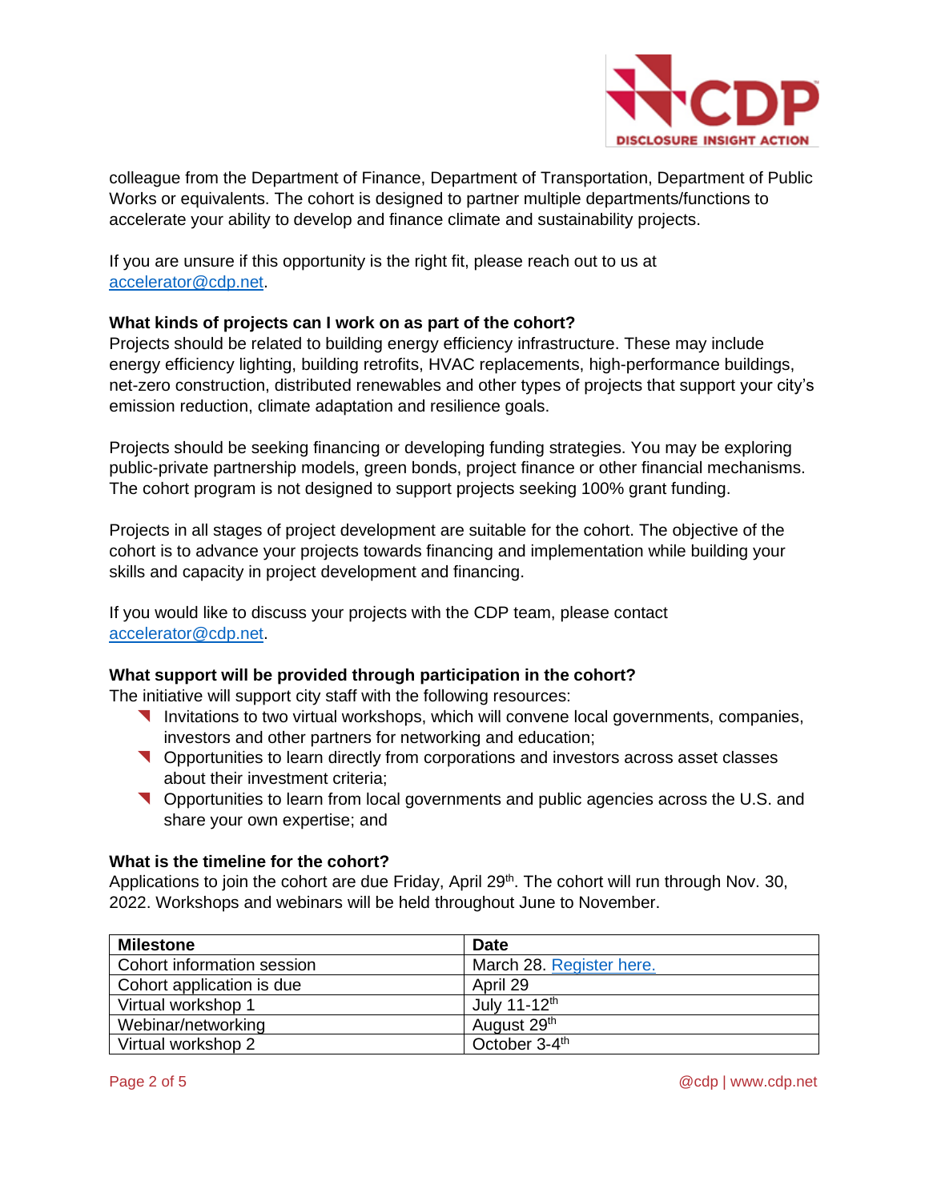colleague from the Department of Finance, Department of Transportation, Department of Public Works or equivalents. The cohort is designed to partner multiple departments/functions to accelerate your ability to develop and finance climate and sustainability projects.

If you are unsure if this opportunity is the right fit, please reach out to us at accelerator@cdp.net.

**What kinds of projects can I work on as part of the cohort?**

Projects should be related to building energy efficiency infrastructure. These may include energy efficiency lighting, building retrofits, HVAC replacements, high-performance buildings, net-zero construction, distributed renewables and other types of projects that support your city's emission reduction, climate adaptation and resilience goals.

Projects should be seeking financing or developing funding strategies. You may be exploring public-private partnership models, green bonds, project finance or other financial mechanisms. The cohort program is not designed to support projects seeking 100% grant funding.

Projects in all stages of project development are suitable for the cohort. The objective of the cohort is to advance your projects towards financing and implementation while building your skills and capacity in project development and financing.

If you would like to discuss your projects with the CDP team, please contact accelerator@cdp.net.

**What support will be provided through participation in the cohort?**

The initiative will support city staff with the following resources:

- Invitations to two virtual workshops, which will convene local governments, companies, investors and other partners for networking and education;
- Opportunities to learn directly from corporations and investors across asset classes about their investment criteria;
- Opportunities to learn from local governments and public agencies across the U.S. and share your own expertise; and

**What is the timeline for the cohort?**

Applications to join the cohort are due Friday, April 29th. The cohort will run through Nov. 30, 2022. Workshops and webinars will be held throughout June to November.

| Milestone | Date |
|---|---|
| Cohort information session | March 28. Register here. |
| Cohort application is due | April 29 |
| Virtual workshop 1 | July 11-12th |
| Webinar/networking | August 29th |
| Virtual workshop 2 | October 3-4th |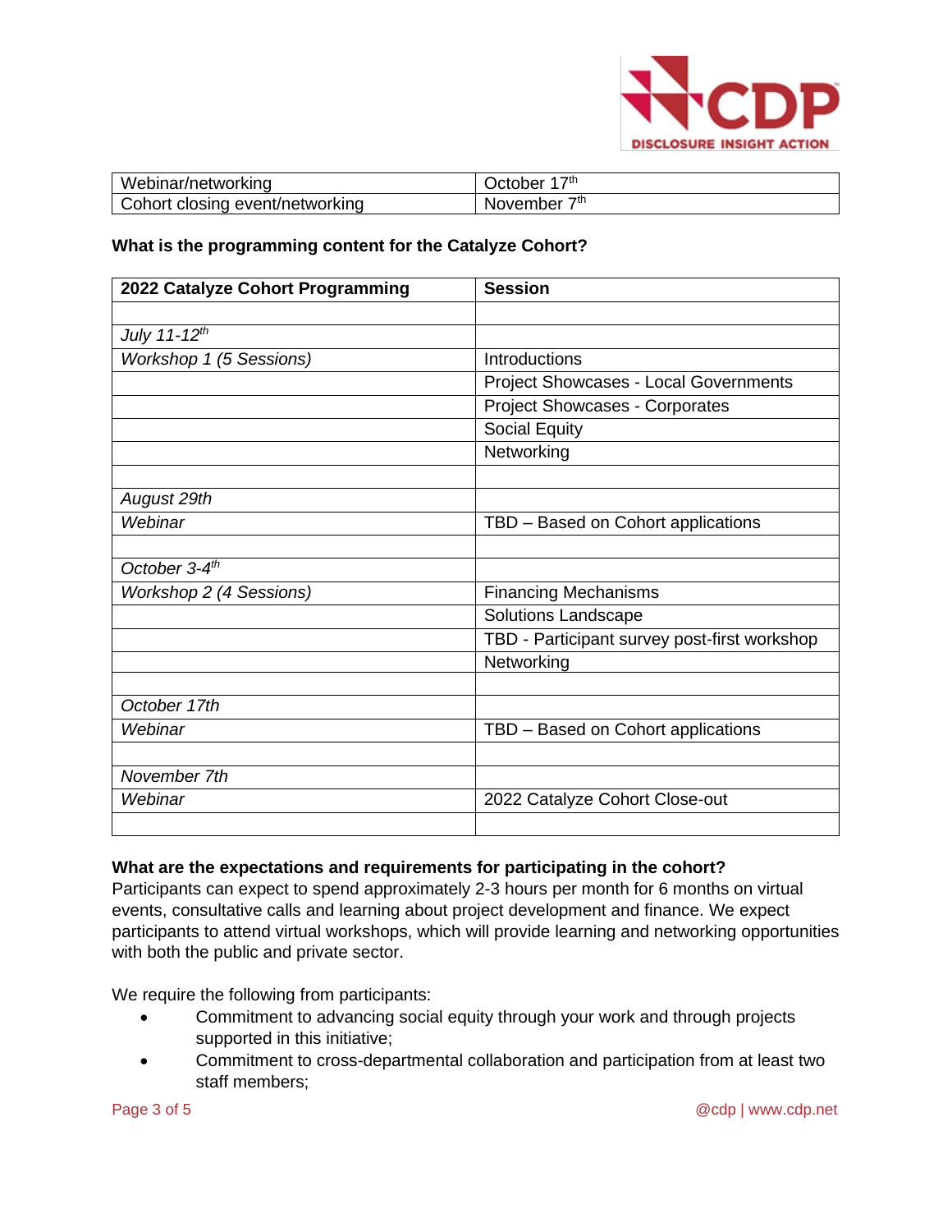| Webinar/networking | October 17th |
|---|---|
| Cohort closing event/networking | November 7th |

**What is the programming content for the Catalyze Cohort?**

| 2022 Catalyze Cohort Programming | Session |
|---|---|
| | |
| *July 11-12th* | |
| *Workshop 1 (5 Sessions)* | Introductions |
| | Project Showcases - Local Governments |
| | Project Showcases - Corporates |
| | Social Equity |
| | Networking |
| | |
| *August 29th* | |
| *Webinar* | TBD – Based on Cohort applications |
| | |
| *October 3-4th* | |
| *Workshop 2 (4 Sessions)* | Financing Mechanisms |
| | Solutions Landscape |
| | TBD - Participant survey post-first workshop |
| | Networking |
| | |
| *October 17th* | |
| *Webinar* | TBD – Based on Cohort applications |
| | |
| *November 7th* | |
| *Webinar* | 2022 Catalyze Cohort Close-out |
| | |

**What are the expectations and requirements for participating in the cohort?**
Participants can expect to spend approximately 2-3 hours per month for 6 months on virtual events, consultative calls and learning about project development and finance. We expect participants to attend virtual workshops, which will provide learning and networking opportunities with both the public and private sector.

We require the following from participants:

- Commitment to advancing social equity through your work and through projects supported in this initiative;
- Commitment to cross-departmental collaboration and participation from at least two staff members;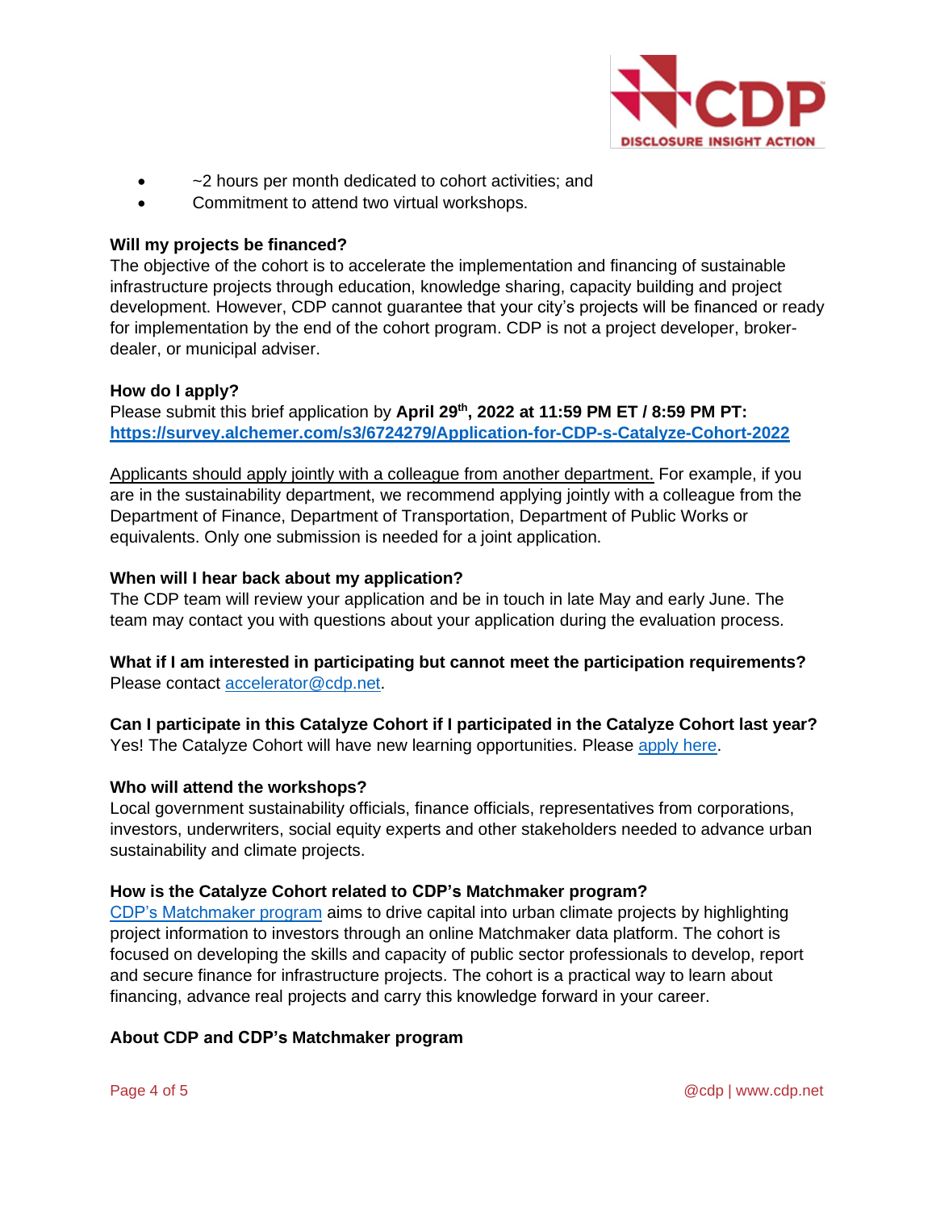- ~2 hours per month dedicated to cohort activities; and
- Commitment to attend two virtual workshops.

**Will my projects be financed?**
The objective of the cohort is to accelerate the implementation and financing of sustainable infrastructure projects through education, knowledge sharing, capacity building and project development. However, CDP cannot guarantee that your city's projects will be financed or ready for implementation by the end of the cohort program. CDP is not a project developer, broker-dealer, or municipal adviser.

**How do I apply?**
Please submit this brief application by **April 29th, 2022 at 11:59 PM ET / 8:59 PM PT:** **https://survey.alchemer.com/s3/6724279/Application-for-CDP-s-Catalyze-Cohort-2022**

Applicants should apply jointly with a colleague from another department. For example, if you are in the sustainability department, we recommend applying jointly with a colleague from the Department of Finance, Department of Transportation, Department of Public Works or equivalents. Only one submission is needed for a joint application.

**When will I hear back about my application?**
The CDP team will review your application and be in touch in late May and early June. The team may contact you with questions about your application during the evaluation process.

**What if I am interested in participating but cannot meet the participation requirements?**
Please contact accelerator@cdp.net.

**Can I participate in this Catalyze Cohort if I participated in the Catalyze Cohort last year?**
Yes! The Catalyze Cohort will have new learning opportunities. Please apply here.

**Who will attend the workshops?**
Local government sustainability officials, finance officials, representatives from corporations, investors, underwriters, social equity experts and other stakeholders needed to advance urban sustainability and climate projects.

**How is the Catalyze Cohort related to CDP's Matchmaker program?**
CDP's Matchmaker program aims to drive capital into urban climate projects by highlighting project information to investors through an online Matchmaker data platform. The cohort is focused on developing the skills and capacity of public sector professionals to develop, report and secure finance for infrastructure projects. The cohort is a practical way to learn about financing, advance real projects and carry this knowledge forward in your career.

**About CDP and CDP's Matchmaker program**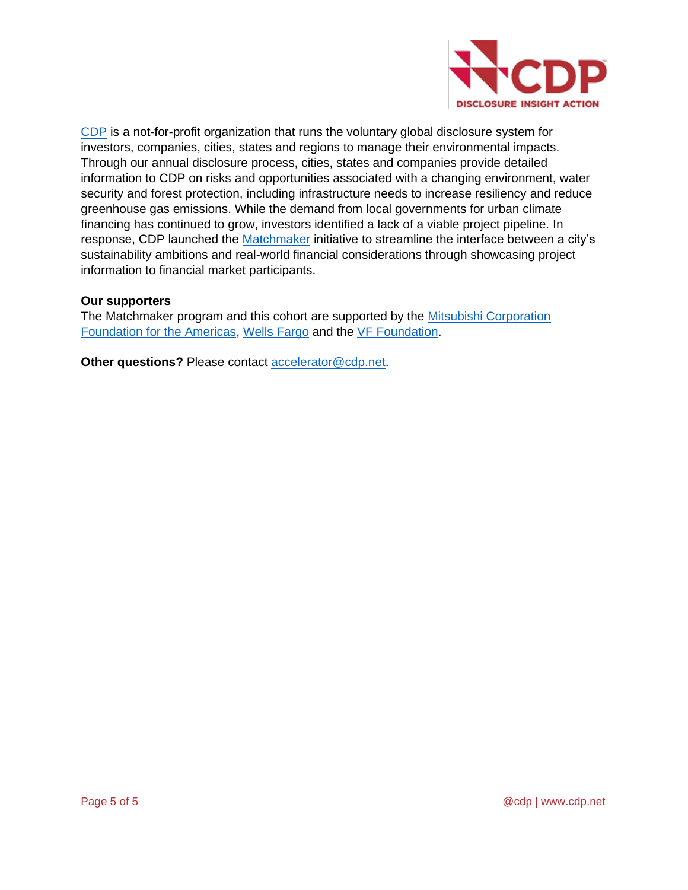CDP is a not-for-profit organization that runs the voluntary global disclosure system for investors, companies, cities, states and regions to manage their environmental impacts. Through our annual disclosure process, cities, states and companies provide detailed information to CDP on risks and opportunities associated with a changing environment, water security and forest protection, including infrastructure needs to increase resiliency and reduce greenhouse gas emissions. While the demand from local governments for urban climate financing has continued to grow, investors identified a lack of a viable project pipeline. In response, CDP launched the Matchmaker initiative to streamline the interface between a city's sustainability ambitions and real-world financial considerations through showcasing project information to financial market participants.

**Our supporters**
The Matchmaker program and this cohort are supported by the Mitsubishi Corporation Foundation for the Americas, Wells Fargo and the VF Foundation.

**Other questions?** Please contact accelerator@cdp.net.